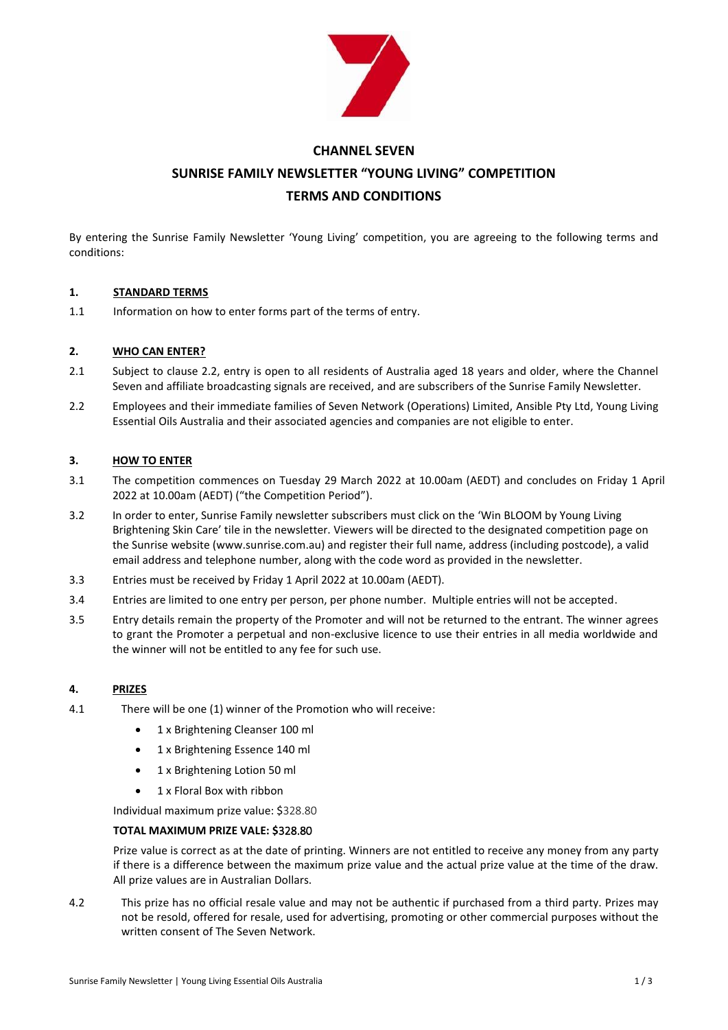# CHANNEL SEVEN
# SUNRISE FAMILY NEWSLETTER “YOUNG LIVING” COMPETITION
# TERMS AND CONDITIONS

By entering the Sunrise Family Newsletter ‘Young Living’ competition, you are agreeing to the following terms and conditions:

## 1. STANDARD TERMS

1.1 Information on how to enter forms part of the terms of entry.

## 2. WHO CAN ENTER?

2.1 Subject to clause 2.2, entry is open to all residents of Australia aged 18 years and older, where the Channel Seven and affiliate broadcasting signals are received, and are subscribers of the Sunrise Family Newsletter.

2.2 Employees and their immediate families of Seven Network (Operations) Limited, Ansible Pty Ltd, Young Living Essential Oils Australia and their associated agencies and companies are not eligible to enter.

## 3. HOW TO ENTER

3.1 The competition commences on Tuesday 29 March 2022 at 10.00am (AEDT) and concludes on Friday 1 April 2022 at 10.00am (AEDT) (“the Competition Period”).

3.2 In order to enter, Sunrise Family newsletter subscribers must click on the ‘Win BLOOM by Young Living Brightening Skin Care’ tile in the newsletter. Viewers will be directed to the designated competition page on the Sunrise website (www.sunrise.com.au) and register their full name, address (including postcode), a valid email address and telephone number, along with the code word as provided in the newsletter.

3.3 Entries must be received by Friday 1 April 2022 at 10.00am (AEDT).

3.4 Entries are limited to one entry per person, per phone number. Multiple entries will not be accepted.

3.5 Entry details remain the property of the Promoter and will not be returned to the entrant. The winner agrees to grant the Promoter a perpetual and non-exclusive licence to use their entries in all media worldwide and the winner will not be entitled to any fee for such use.

## 4. PRIZES

4.1 There will be one (1) winner of the Promotion who will receive:

- 1 x Brightening Cleanser 100 ml
- 1 x Brightening Essence 140 ml
- 1 x Brightening Lotion 50 ml
- 1 x Floral Box with ribbon

Individual maximum prize value: $328.80

**TOTAL MAXIMUM PRIZE VALE: $328.80**

Prize value is correct as at the date of printing. Winners are not entitled to receive any money from any party if there is a difference between the maximum prize value and the actual prize value at the time of the draw. All prize values are in Australian Dollars.

4.2 This prize has no official resale value and may not be authentic if purchased from a third party. Prizes may not be resold, offered for resale, used for advertising, promoting or other commercial purposes without the written consent of The Seven Network.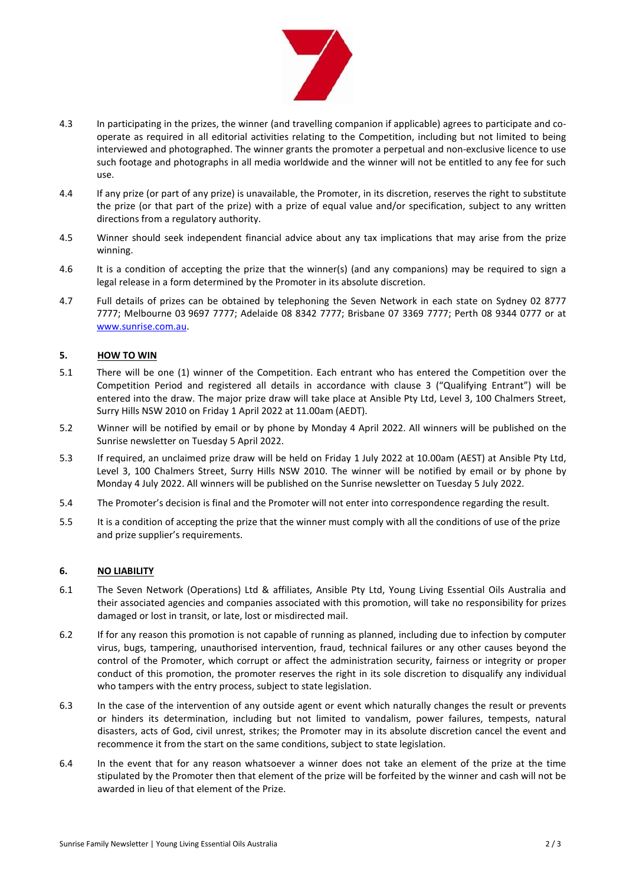4.3 In participating in the prizes, the winner (and travelling companion if applicable) agrees to participate and co-operate as required in all editorial activities relating to the Competition, including but not limited to being interviewed and photographed. The winner grants the promoter a perpetual and non-exclusive licence to use such footage and photographs in all media worldwide and the winner will not be entitled to any fee for such use.

4.4 If any prize (or part of any prize) is unavailable, the Promoter, in its discretion, reserves the right to substitute the prize (or that part of the prize) with a prize of equal value and/or specification, subject to any written directions from a regulatory authority.

4.5 Winner should seek independent financial advice about any tax implications that may arise from the prize winning.

4.6 It is a condition of accepting the prize that the winner(s) (and any companions) may be required to sign a legal release in a form determined by the Promoter in its absolute discretion.

4.7 Full details of prizes can be obtained by telephoning the Seven Network in each state on Sydney 02 8777 7777; Melbourne 03 9697 7777; Adelaide 08 8342 7777; Brisbane 07 3369 7777; Perth 08 9344 0777 or at [www.sunrise.com.au](www.sunrise.com.au).

## 5. HOW TO WIN

5.1 There will be one (1) winner of the Competition. Each entrant who has entered the Competition over the Competition Period and registered all details in accordance with clause 3 ("Qualifying Entrant") will be entered into the draw. The major prize draw will take place at Ansible Pty Ltd, Level 3, 100 Chalmers Street, Surry Hills NSW 2010 on Friday 1 April 2022 at 11.00am (AEDT).

5.2 Winner will be notified by email or by phone by Monday 4 April 2022. All winners will be published on the Sunrise newsletter on Tuesday 5 April 2022.

5.3 If required, an unclaimed prize draw will be held on Friday 1 July 2022 at 10.00am (AEST) at Ansible Pty Ltd, Level 3, 100 Chalmers Street, Surry Hills NSW 2010. The winner will be notified by email or by phone by Monday 4 July 2022. All winners will be published on the Sunrise newsletter on Tuesday 5 July 2022.

5.4 The Promoter's decision is final and the Promoter will not enter into correspondence regarding the result.

5.5 It is a condition of accepting the prize that the winner must comply with all the conditions of use of the prize and prize supplier's requirements.

## 6. NO LIABILITY

6.1 The Seven Network (Operations) Ltd & affiliates, Ansible Pty Ltd, Young Living Essential Oils Australia and their associated agencies and companies associated with this promotion, will take no responsibility for prizes damaged or lost in transit, or late, lost or misdirected mail.

6.2 If for any reason this promotion is not capable of running as planned, including due to infection by computer virus, bugs, tampering, unauthorised intervention, fraud, technical failures or any other causes beyond the control of the Promoter, which corrupt or affect the administration security, fairness or integrity or proper conduct of this promotion, the promoter reserves the right in its sole discretion to disqualify any individual who tampers with the entry process, subject to state legislation.

6.3 In the case of the intervention of any outside agent or event which naturally changes the result or prevents or hinders its determination, including but not limited to vandalism, power failures, tempests, natural disasters, acts of God, civil unrest, strikes; the Promoter may in its absolute discretion cancel the event and recommence it from the start on the same conditions, subject to state legislation.

6.4 In the event that for any reason whatsoever a winner does not take an element of the prize at the time stipulated by the Promoter then that element of the prize will be forfeited by the winner and cash will not be awarded in lieu of that element of the Prize.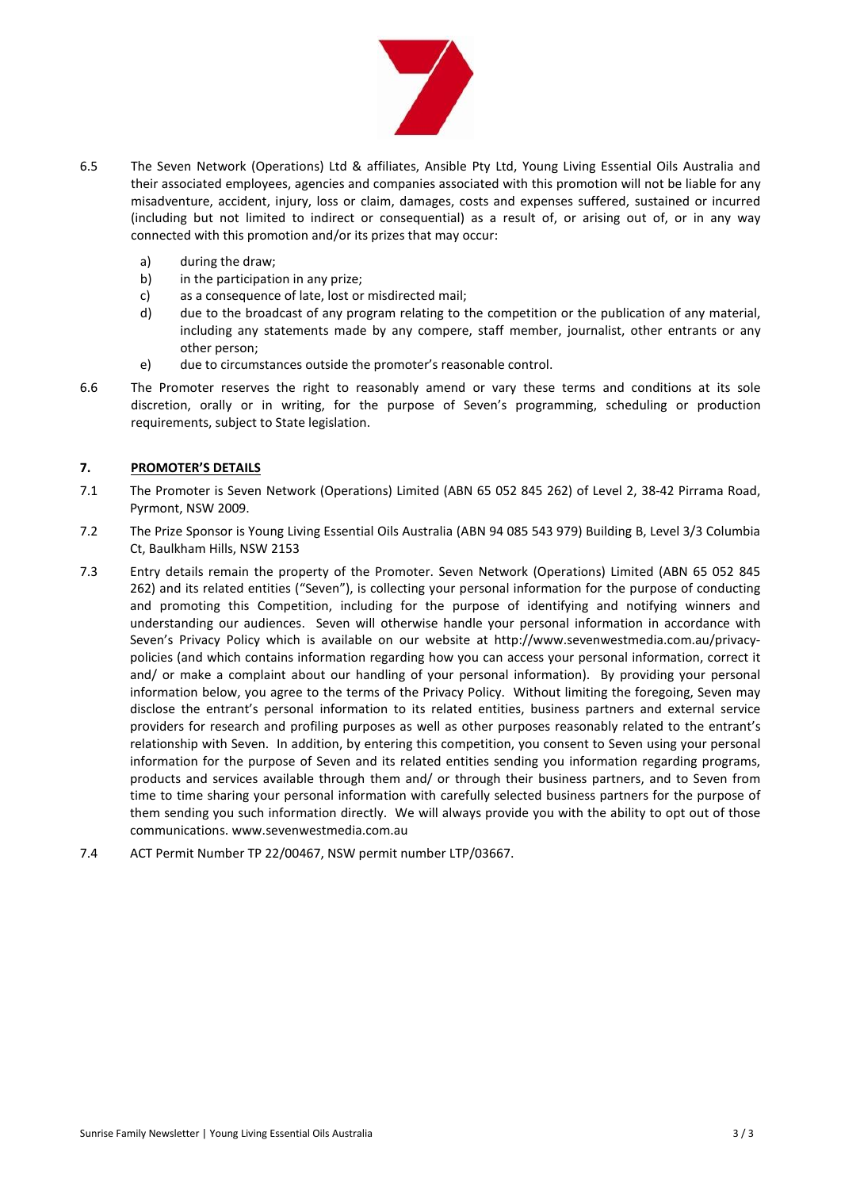6.5 The Seven Network (Operations) Ltd & affiliates, Ansible Pty Ltd, Young Living Essential Oils Australia and their associated employees, agencies and companies associated with this promotion will not be liable for any misadventure, accident, injury, loss or claim, damages, costs and expenses suffered, sustained or incurred (including but not limited to indirect or consequential) as a result of, or arising out of, or in any way connected with this promotion and/or its prizes that may occur:

- a) during the draw;
- b) in the participation in any prize;
- c) as a consequence of late, lost or misdirected mail;
- d) due to the broadcast of any program relating to the competition or the publication of any material, including any statements made by any compere, staff member, journalist, other entrants or any other person;
- e) due to circumstances outside the promoter's reasonable control.

6.6 The Promoter reserves the right to reasonably amend or vary these terms and conditions at its sole discretion, orally or in writing, for the purpose of Seven's programming, scheduling or production requirements, subject to State legislation.

## 7. PROMOTER'S DETAILS

7.1 The Promoter is Seven Network (Operations) Limited (ABN 65 052 845 262) of Level 2, 38-42 Pirrama Road, Pyrmont, NSW 2009.

7.2 The Prize Sponsor is Young Living Essential Oils Australia (ABN 94 085 543 979) Building B, Level 3/3 Columbia Ct, Baulkham Hills, NSW 2153

7.3 Entry details remain the property of the Promoter. Seven Network (Operations) Limited (ABN 65 052 845 262) and its related entities ("Seven"), is collecting your personal information for the purpose of conducting and promoting this Competition, including for the purpose of identifying and notifying winners and understanding our audiences. Seven will otherwise handle your personal information in accordance with Seven's Privacy Policy which is available on our website at http://www.sevenwestmedia.com.au/privacy-policies (and which contains information regarding how you can access your personal information, correct it and/ or make a complaint about our handling of your personal information). By providing your personal information below, you agree to the terms of the Privacy Policy. Without limiting the foregoing, Seven may disclose the entrant's personal information to its related entities, business partners and external service providers for research and profiling purposes as well as other purposes reasonably related to the entrant's relationship with Seven. In addition, by entering this competition, you consent to Seven using your personal information for the purpose of Seven and its related entities sending you information regarding programs, products and services available through them and/ or through their business partners, and to Seven from time to time sharing your personal information with carefully selected business partners for the purpose of them sending you such information directly. We will always provide you with the ability to opt out of those communications. www.sevenwestmedia.com.au

7.4 ACT Permit Number TP 22/00467, NSW permit number LTP/03667.